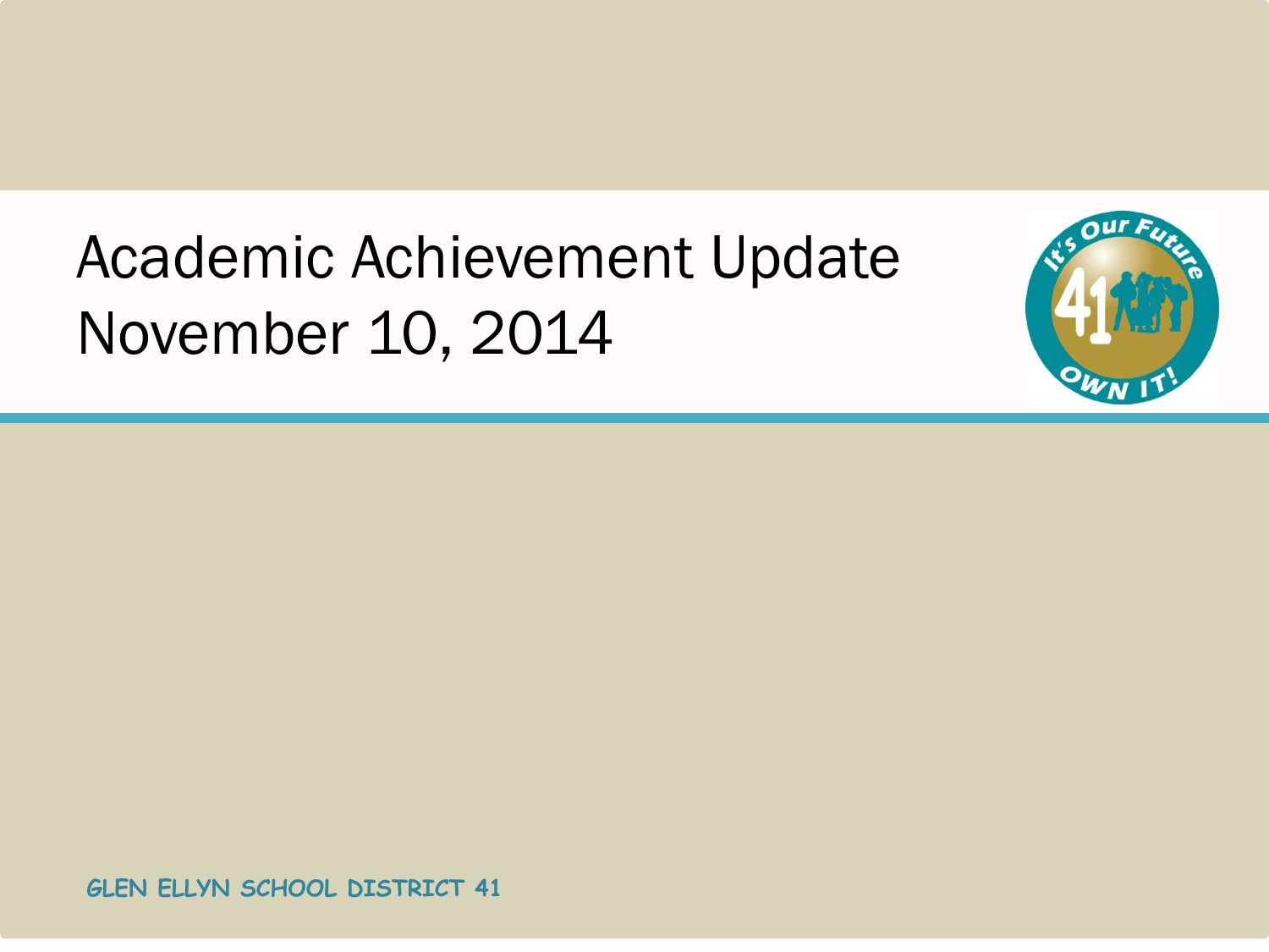# Academic Achievement Update
# November 10, 2014

GLEN ELLYN SCHOOL DISTRICT 41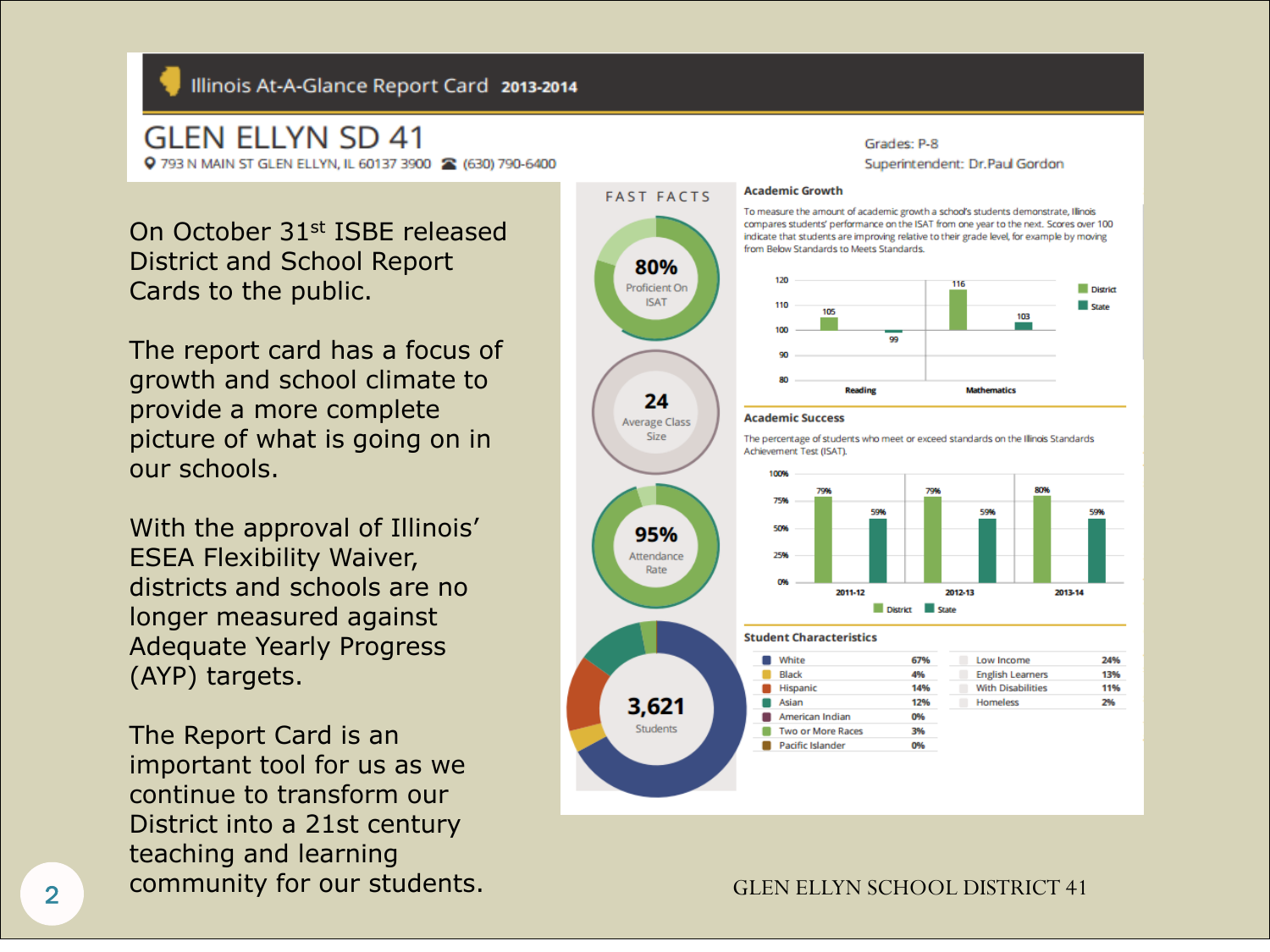# Illinois At-A-Glance Report Card 2013-2014

## GLEN ELLYN SD 41

793 N MAIN ST GLEN ELLYN, IL 60137 3900 (630) 790-6400

Grades: P-8
Superintendent: Dr.Paul Gordon

On October 31st ISBE released District and School Report Cards to the public.

The report card has a focus of growth and school climate to provide a more complete picture of what is going on in our schools.

With the approval of Illinois' ESEA Flexibility Waiver, districts and schools are no longer measured against Adequate Yearly Progress (AYP) targets.

The Report Card is an important tool for us as we continue to transform our District into a 21st century teaching and learning community for our students.

### FAST FACTS

- 80% Proficient On ISAT
- 24 Average Class Size
- 95% Attendance Rate
- 3,621 Students

### Academic Growth

To measure the amount of academic growth a school's students demonstrate, Illinois compares students' performance on the ISAT from one year to the next. Scores over 100 indicate that students are improving relative to their grade level, for example by moving from Below Standards to Meets Standards.

| | District | State |
|---|---|---|
| Reading | 105 | 99 |
| Mathematics | 116 | 103 |

### Academic Success

The percentage of students who meet or exceed standards on the Illinois Standards Achievement Test (ISAT).

| | District | State |
|---|---|---|
| 2011-12 | 79% | 59% |
| 2012-13 | 79% | 59% |
| 2013-14 | 80% | 59% |

### Student Characteristics

| | |
|---|---|
| White | 67% |
| Black | 4% |
| Hispanic | 14% |
| Asian | 12% |
| American Indian | 0% |
| Two or More Races | 3% |
| Pacific Islander | 0% |

| | |
|---|---|
| Low Income | 24% |
| English Learners | 13% |
| With Disabilities | 11% |
| Homeless | 2% |

GLEN ELLYN SCHOOL DISTRICT 41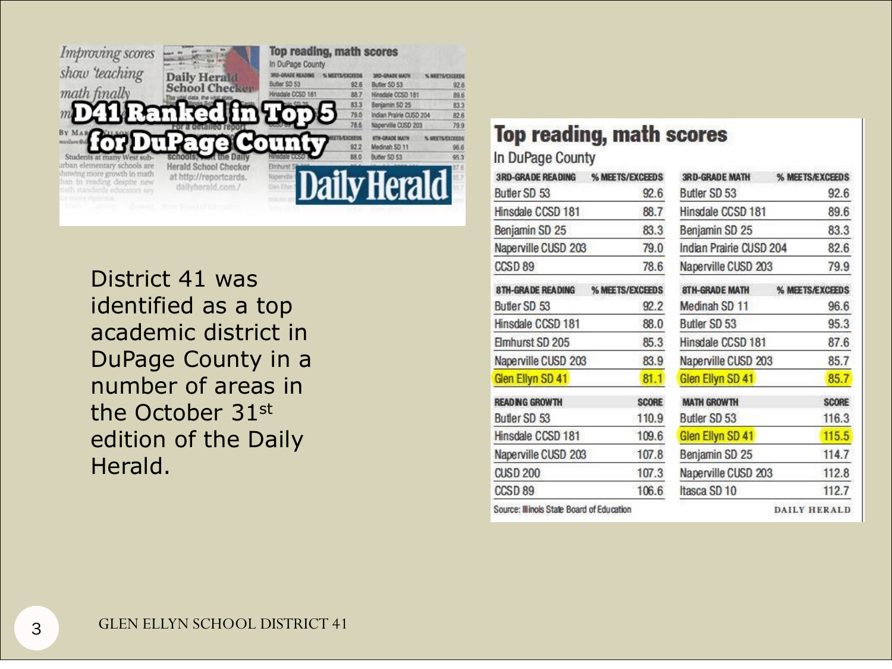# D41 Ranked in Top 5 for DuPage County

District 41 was identified as a top academic district in DuPage County in a number of areas in the October 31st edition of the Daily Herald.

## Top reading, math scores

In DuPage County

| 3RD-GRADE READING | % MEETS/EXCEEDS | 3RD-GRADE MATH | % MEETS/EXCEEDS |
|---|---|---|---|
| Butler SD 53 | 92.6 | Butler SD 53 | 92.6 |
| Hinsdale CCSD 181 | 88.7 | Hinsdale CCSD 181 | 89.6 |
| Benjamin SD 25 | 83.3 | Benjamin SD 25 | 83.3 |
| Naperville CUSD 203 | 79.0 | Indian Prairie CUSD 204 | 82.6 |
| CCSD 89 | 78.6 | Naperville CUSD 203 | 79.9 |
| **8TH-GRADE READING** | **% MEETS/EXCEEDS** | **8TH-GRADE MATH** | **% MEETS/EXCEEDS** |
| Butler SD 53 | 92.2 | Medinah SD 11 | 96.6 |
| Hinsdale CCSD 181 | 88.0 | Butler SD 53 | 95.3 |
| Elmhurst SD 205 | 85.3 | Hinsdale CCSD 181 | 87.6 |
| Naperville CUSD 203 | 83.9 | Naperville CUSD 203 | 85.7 |
| Glen Ellyn SD 41 | 81.1 | Glen Ellyn SD 41 | 85.7 |
| **READING GROWTH** | **SCORE** | **MATH GROWTH** | **SCORE** |
| Butler SD 53 | 110.9 | Butler SD 53 | 116.3 |
| Hinsdale CCSD 181 | 109.6 | Glen Ellyn SD 41 | 115.5 |
| Naperville CUSD 203 | 107.8 | Benjamin SD 25 | 114.7 |
| CUSD 200 | 107.3 | Naperville CUSD 203 | 112.8 |
| CCSD 89 | 106.6 | Itasca SD 10 | 112.7 |

Source: Illinois State Board of Education — DAILY HERALD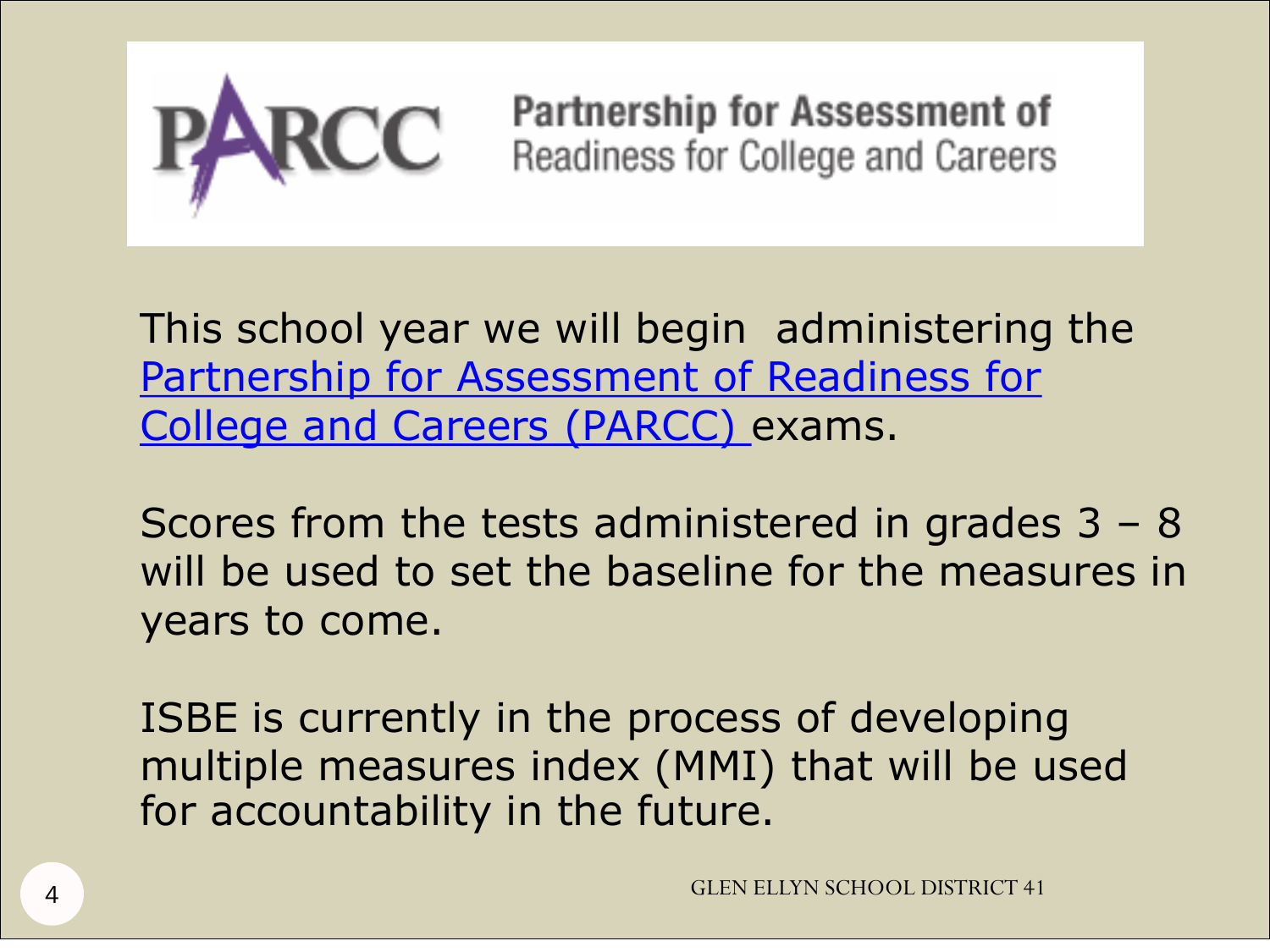# PARCC — Partnership for Assessment of Readiness for College and Careers

This school year we will begin administering the Partnership for Assessment of Readiness for College and Careers (PARCC) exams.

Scores from the tests administered in grades 3 – 8 will be used to set the baseline for the measures in years to come.

ISBE is currently in the process of developing multiple measures index (MMI) that will be used for accountability in the future.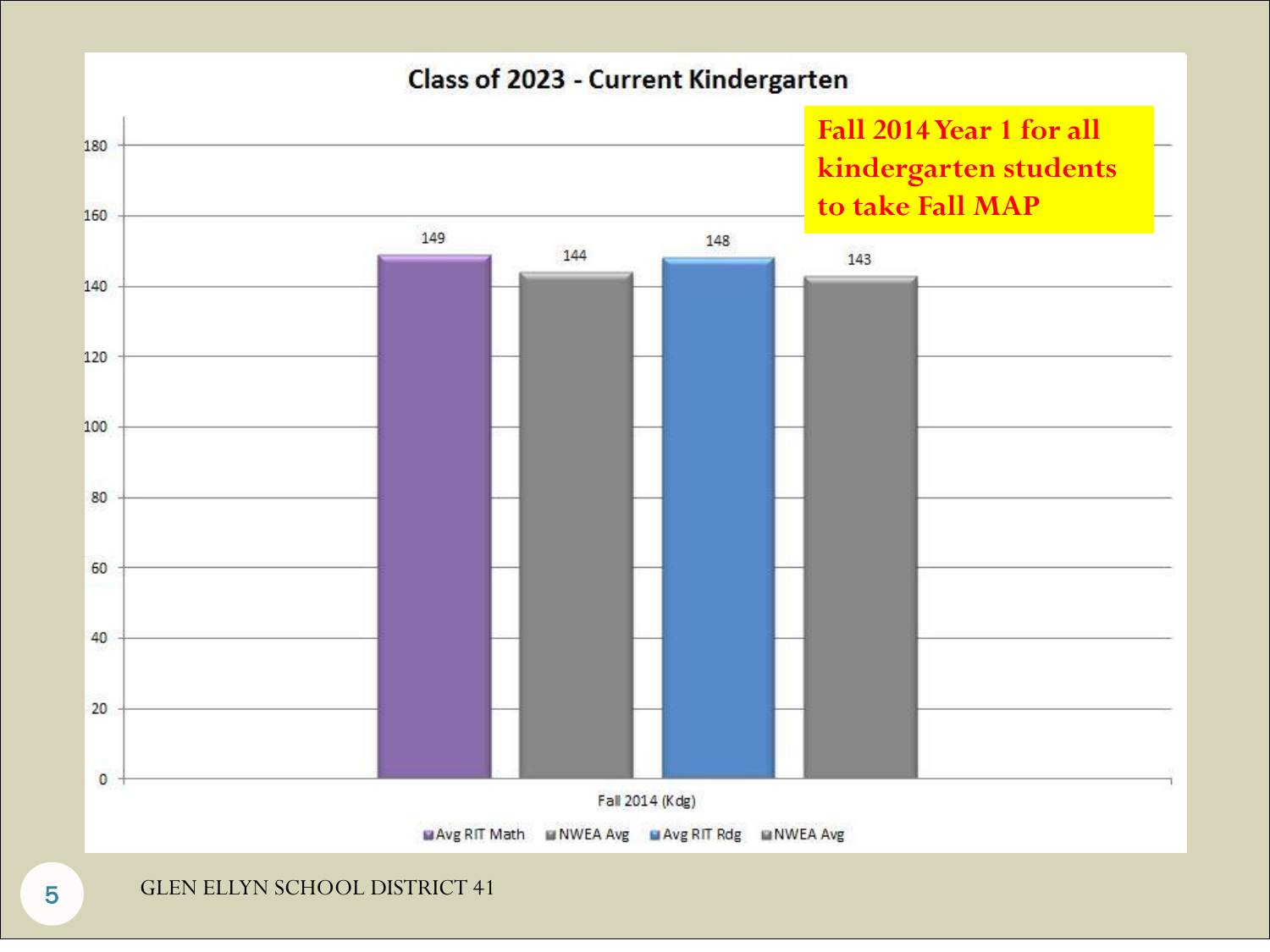## Class of 2023 - Current Kindergarten

**Fall 2014 Year 1 for all kindergarten students to take Fall MAP**

| Fall 2014 (Kdg) | Value |
|---|---|
| Avg RIT Math | 149 |
| NWEA Avg | 144 |
| Avg RIT Rdg | 148 |
| NWEA Avg | 143 |

GLEN ELLYN SCHOOL DISTRICT 41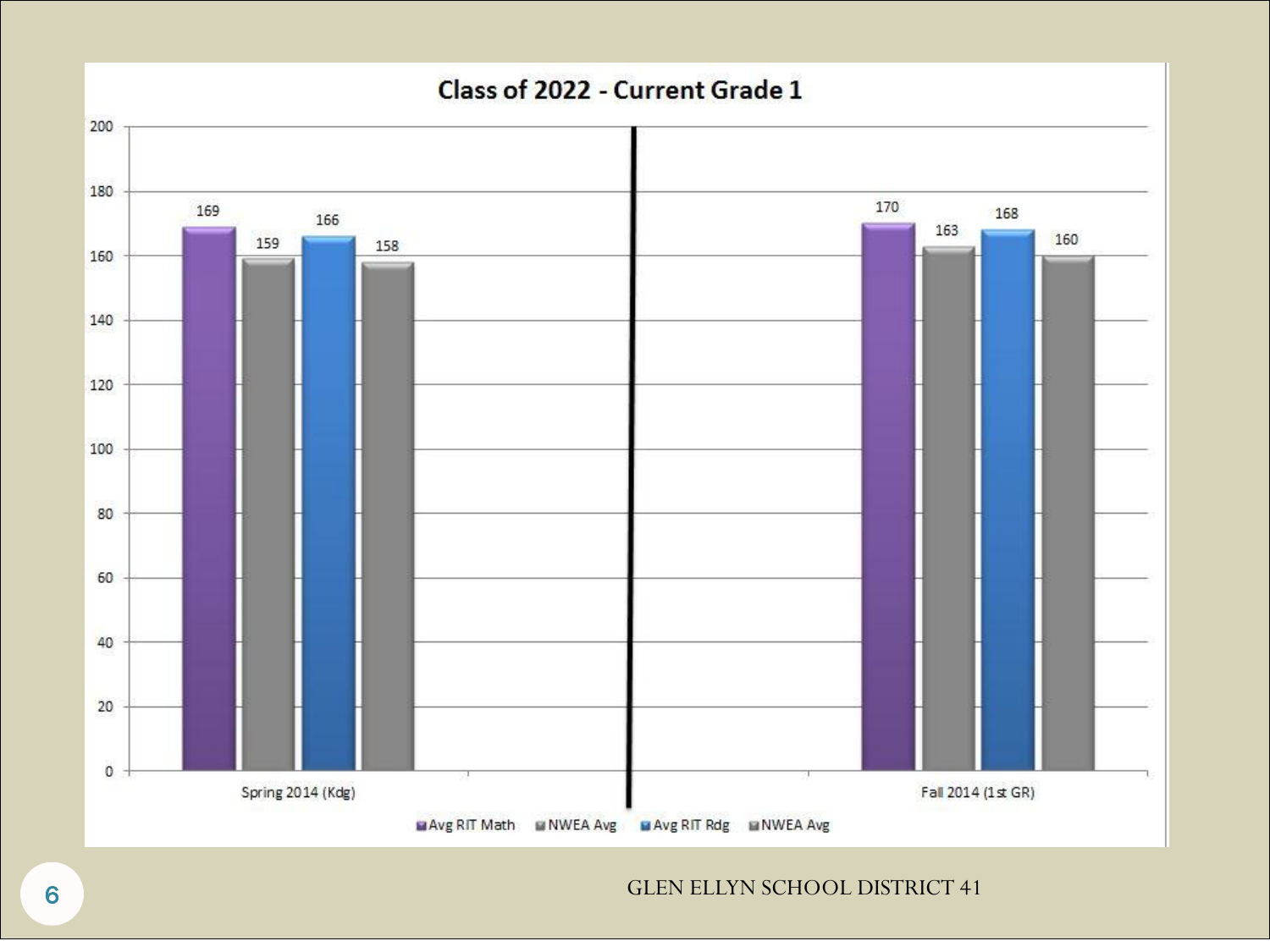## Class of 2022 - Current Grade 1

| | Avg RIT Math | NWEA Avg | Avg RIT Rdg | NWEA Avg |
|---|---|---|---|---|
| Spring 2014 (Kdg) | 169 | 159 | 166 | 158 |
| Fall 2014 (1st GR) | 170 | 163 | 168 | 160 |

GLEN ELLYN SCHOOL DISTRICT 41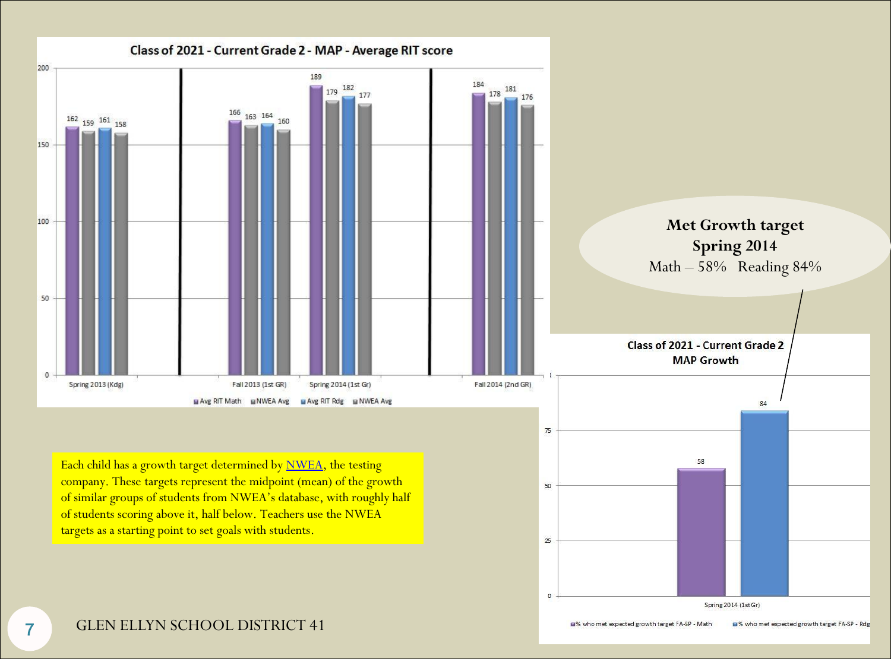## Class of 2021 - Current Grade 2 - MAP - Average RIT score

| | Avg RIT Math | NWEA Avg | Avg RIT Rdg | NWEA Avg |
|---|---|---|---|---|
| Spring 2013 (Kdg) | 162 | 159 | 161 | 158 |
| Fall 2013 (1st GR) | 166 | 163 | 164 | 160 |
| Spring 2014 (1st Gr) | 189 | 179 | 182 | 177 |
| Fall 2014 (2nd GR) | 184 | 178 | 181 | 176 |

**Met Growth target Spring 2014**

Math – 58% Reading 84%

## Class of 2021 - Current Grade 2 MAP Growth

| | % who met expected growth target FA-SP - Math | % who met expected growth target FA-SP - Rdg |
|---|---|---|
| Spring 2014 (1st Gr) | 58 | 84 |

Each child has a growth target determined by NWEA, the testing company. These targets represent the midpoint (mean) of the growth of similar groups of students from NWEA's database, with roughly half of students scoring above it, half below. Teachers use the NWEA targets as a starting point to set goals with students.

GLEN ELLYN SCHOOL DISTRICT 41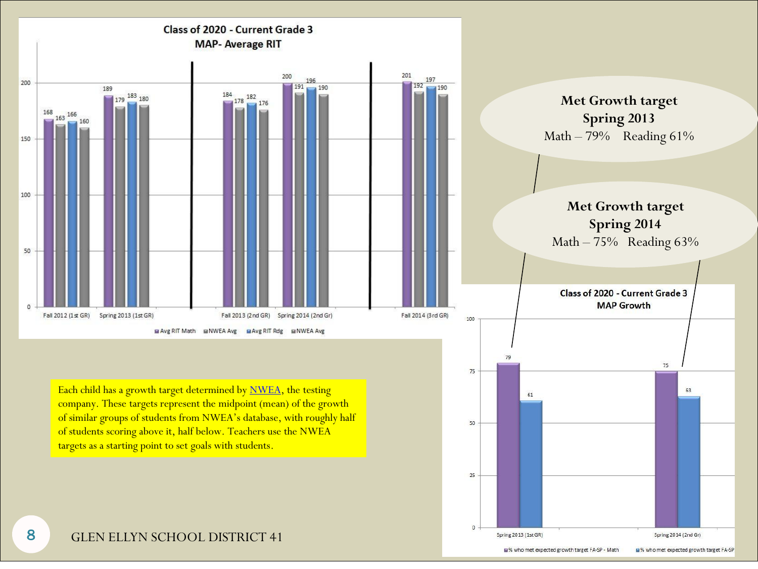## Class of 2020 - Current Grade 3
## MAP- Average RIT

| | Avg RIT Math | NWEA Avg | Avg RIT Rdg | NWEA Avg |
|---|---|---|---|---|
| Fall 2012 (1st GR) | 168 | 163 | 166 | 160 |
| Spring 2013 (1st GR) | 189 | 179 | 183 | 180 |
| Fall 2013 (2nd GR) | 184 | 178 | 182 | 176 |
| Spring 2014 (2nd Gr) | 200 | 191 | 196 | 190 |
| Fall 2014 (3rd GR) | 201 | 192 | 197 | 190 |

**Met Growth target Spring 2013**
Math – 79% Reading 61%

**Met Growth target Spring 2014**
Math – 75% Reading 63%

## Class of 2020 - Current Grade 3
## MAP Growth

| | % who met expected growth target FA-SP - Math | % who met expected growth target FA-SP |
|---|---|---|
| Spring 2013 (1st GR) | 79 | 61 |
| Spring 2014 (2nd Gr) | 75 | 63 |

Each child has a growth target determined by NWEA, the testing company. These targets represent the midpoint (mean) of the growth of similar groups of students from NWEA's database, with roughly half of students scoring above it, half below. Teachers use the NWEA targets as a starting point to set goals with students.

GLEN ELLYN SCHOOL DISTRICT 41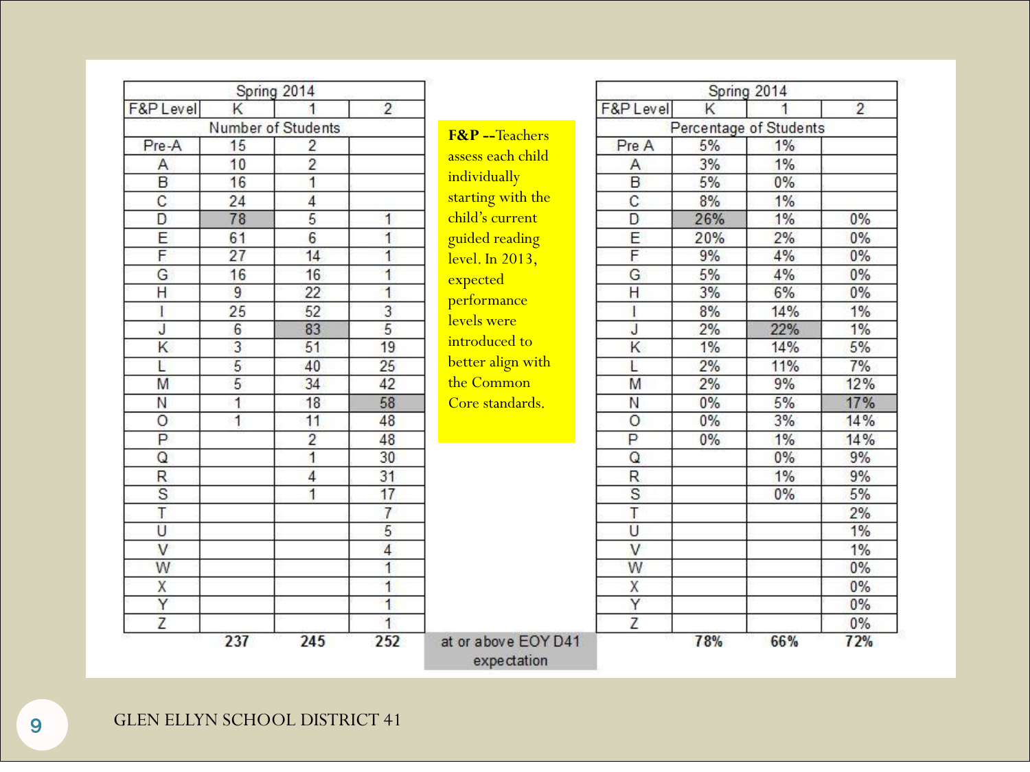| Spring 2014 | | | |
|---|---|---|---|
| F&P Level | K | 1 | 2 |
| Number of Students | | | |
| Pre-A | 15 | 2 | |
| A | 10 | 2 | |
| B | 16 | 1 | |
| C | 24 | 4 | |
| D | 78 | 5 | 1 |
| E | 61 | 6 | 1 |
| F | 27 | 14 | 1 |
| G | 16 | 16 | 1 |
| H | 9 | 22 | 1 |
| I | 25 | 52 | 3 |
| J | 6 | 83 | 5 |
| K | 3 | 51 | 19 |
| L | 5 | 40 | 25 |
| M | 5 | 34 | 42 |
| N | 1 | 18 | 58 |
| O | 1 | 11 | 48 |
| P | | 2 | 48 |
| Q | | 1 | 30 |
| R | | 4 | 31 |
| S | | 1 | 17 |
| T | | | 7 |
| U | | | 5 |
| V | | | 4 |
| W | | | 1 |
| X | | | 1 |
| Y | | | 1 |
| Z | | | 1 |
| | 237 | 245 | 252 |

**F&P --**Teachers assess each child individually starting with the child's current guided reading level. In 2013, expected performance levels were introduced to better align with the Common Core standards.

| Spring 2014 | | | |
|---|---|---|---|
| F&P Level | K | 1 | 2 |
| Percentage of Students | | | |
| Pre A | 5% | 1% | |
| A | 3% | 1% | |
| B | 5% | 0% | |
| C | 8% | 1% | |
| D | 26% | 1% | 0% |
| E | 20% | 2% | 0% |
| F | 9% | 4% | 0% |
| G | 5% | 4% | 0% |
| H | 3% | 6% | 0% |
| I | 8% | 14% | 1% |
| J | 2% | 22% | 1% |
| K | 1% | 14% | 5% |
| L | 2% | 11% | 7% |
| M | 2% | 9% | 12% |
| N | 0% | 5% | 17% |
| O | 0% | 3% | 14% |
| P | 0% | 1% | 14% |
| Q | | 0% | 9% |
| R | | 1% | 9% |
| S | | 0% | 5% |
| T | | | 2% |
| U | | | 1% |
| V | | | 1% |
| W | | | 0% |
| X | | | 0% |
| Y | | | 0% |
| Z | | | 0% |
| at or above EOY D41 expectation | 78% | 66% | 72% |

GLEN ELLYN SCHOOL DISTRICT 41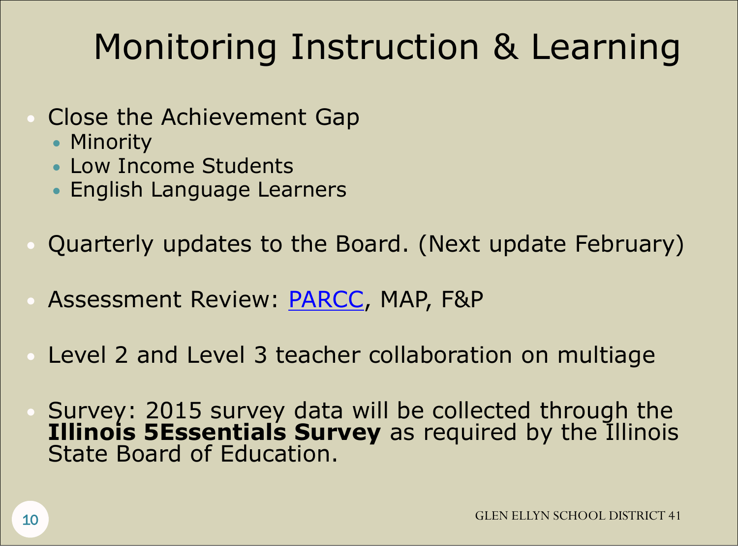# Monitoring Instruction & Learning

- Close the Achievement Gap
  - Minority
  - Low Income Students
  - English Language Learners
- Quarterly updates to the Board. (Next update February)
- Assessment Review: PARCC, MAP, F&P
- Level 2 and Level 3 teacher collaboration on multiage
- Survey: 2015 survey data will be collected through the **Illinois 5Essentials Survey** as required by the Illinois State Board of Education.